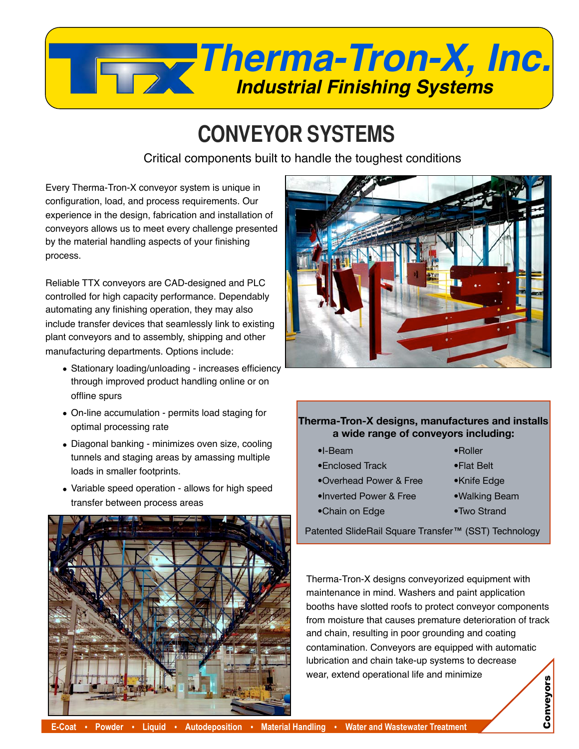# Therma-Tron-X, Inc.

*Industrial Finishing Systems*

## CONVEYOR SYSTEMS

Critical components built to handle the toughest conditions

Every Therma-Tron-X conveyor system is unique in configuration, load, and process requirements. Our experience in the design, fabrication and installation of conveyors allows us to meet every challenge presented by the material handling aspects of your finishing process.

Reliable TTX conveyors are CAD-designed and PLC controlled for high capacity performance. Dependably automating any finishing operation, they may also include transfer devices that seamlessly link to existing plant conveyors and to assembly, shipping and other manufacturing departments. Options include:

- Stationary loading/unloading - increases efficiency through improved product handling online or on offline spurs
- On-line accumulation - permits load staging for optimal processing rate
- Diagonal banking - minimizes oven size, cooling tunnels and staging areas by amassing multiple loads in smaller footprints.
- Variable speed operation - allows for high speed transfer between process areas

**Therma-Tron-X designs, manufactures and installs a wide range of conveyors including:**

- I-Beam
- Enclosed Track
- Overhead Power & Free
- Inverted Power & Free
- Chain on Edge
- Roller
- Flat Belt
- Knife Edge
- Walking Beam
- Two Strand

Patented SlideRail Square Transfer™ (SST) Technology

Therma-Tron-X designs conveyorized equipment with maintenance in mind. Washers and paint application booths have slotted roofs to protect conveyor components from moisture that causes premature deterioration of track and chain, resulting in poor grounding and coating contamination. Conveyors are equipped with automatic lubrication and chain take-up systems to decrease wear, extend operational life and minimize

E-Coat • Powder • Liquid • Autodeposition • Material Handling • Water and Wastewater Treatment

Conveyors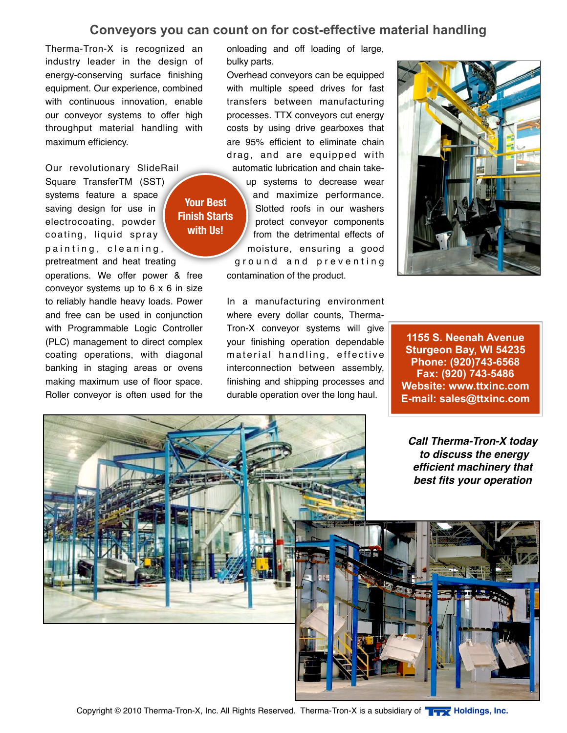## Conveyors you can count on for cost-effective material handling

Therma-Tron-X is recognized an industry leader in the design of energy-conserving surface finishing equipment. Our experience, combined with continuous innovation, enable our conveyor systems to offer high throughput material handling with maximum efficiency.

Our revolutionary SlideRail Square TransferTM (SST) systems feature a space saving design for use in electrocoating, powder coating, liquid spray painting, cleaning, pretreatment and heat treating operations. We offer power & free conveyor systems up to 6 x 6 in size to reliably handle heavy loads. Power and free can be used in conjunction with Programmable Logic Controller (PLC) management to direct complex coating operations, with diagonal banking in staging areas or ovens making maximum use of floor space. Roller conveyor is often used for the onloading and off loading of large, bulky parts.

**Your Best Finish Starts with Us!**

Overhead conveyors can be equipped with multiple speed drives for fast transfers between manufacturing processes. TTX conveyors cut energy costs by using drive gearboxes that are 95% efficient to eliminate chain drag, and are equipped with automatic lubrication and chain take-up systems to decrease wear and maximize performance. Slotted roofs in our washers protect conveyor components from the detrimental effects of moisture, ensuring a good ground and preventing contamination of the product.

In a manufacturing environment where every dollar counts, Therma-Tron-X conveyor systems will give your finishing operation dependable material handling, effective interconnection between assembly, finishing and shipping processes and durable operation over the long haul.

**1155 S. Neenah Avenue**
**Sturgeon Bay, WI 54235**
**Phone: (920)743-6568**
**Fax: (920) 743-5486**
**Website: www.ttxinc.com**
**E-mail: sales@ttxinc.com**

***Call Therma-Tron-X today to discuss the energy efficient machinery that best fits your operation***

Copyright © 2010 Therma-Tron-X, Inc. All Rights Reserved. Therma-Tron-X is a subsidiary of TTX Holdings, Inc.